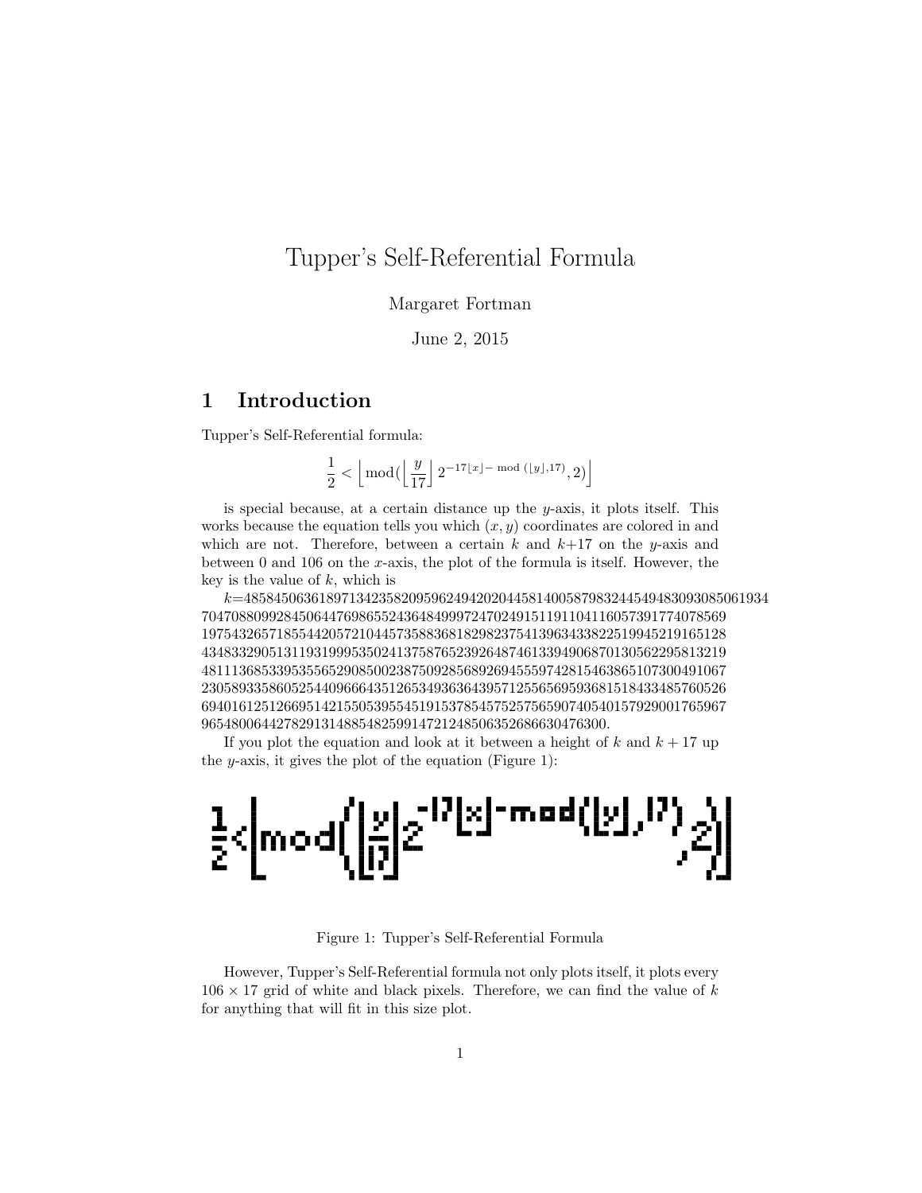# Tupper's Self-Referential Formula

Margaret Fortman

June 2, 2015

## 1 Introduction

Tupper's Self-Referential formula:

$$\frac{1}{2} < \left\lfloor \text{mod}(\left\lfloor \frac{y}{17} \right\rfloor 2^{-17\lfloor x \rfloor - \text{ mod } (\lfloor y \rfloor, 17)}, 2) \right\rfloor$$

is special because, at a certain distance up the $y$-axis, it plots itself. This works because the equation tells you which $(x, y)$ coordinates are colored in and which are not. Therefore, between a certain $k$ and $k$+17 on the $y$-axis and between 0 and 106 on the $x$-axis, the plot of the formula is itself. However, the key is the value of $k$, which is

$k$=4858450636189713423582095962494202044581400587983244549483093085061934 7047088099284506447698655243648499972470249151191104116057391774078569 1975432657185544205721044573588368182982375413963433822519945219165128 4348332905131193199953502413758765239264874613394906870130562295813219 4811136853395355652908500238750928568926945559742815463865107300491067 2305893358605254409666435126534936364395712556569593681518433485760526 6940161251266951421550539554519153785457525756590740540157929001765967 9654800644278291314885482599147212485063526866304763 00.

If you plot the equation and look at it between a height of $k$ and $k + 17$ up the $y$-axis, it gives the plot of the equation (Figure 1):

$$\frac{1}{2} < \left\lfloor \text{mod}(\left\lfloor \frac{y}{17} \right\rfloor 2^{-17\lfloor x \rfloor - \text{mod}(\lfloor y \rfloor, 17)}, 2) \right\rfloor$$

Figure 1: Tupper's Self-Referential Formula

However, Tupper's Self-Referential formula not only plots itself, it plots every $106 \times 17$ grid of white and black pixels. Therefore, we can find the value of $k$ for anything that will fit in this size plot.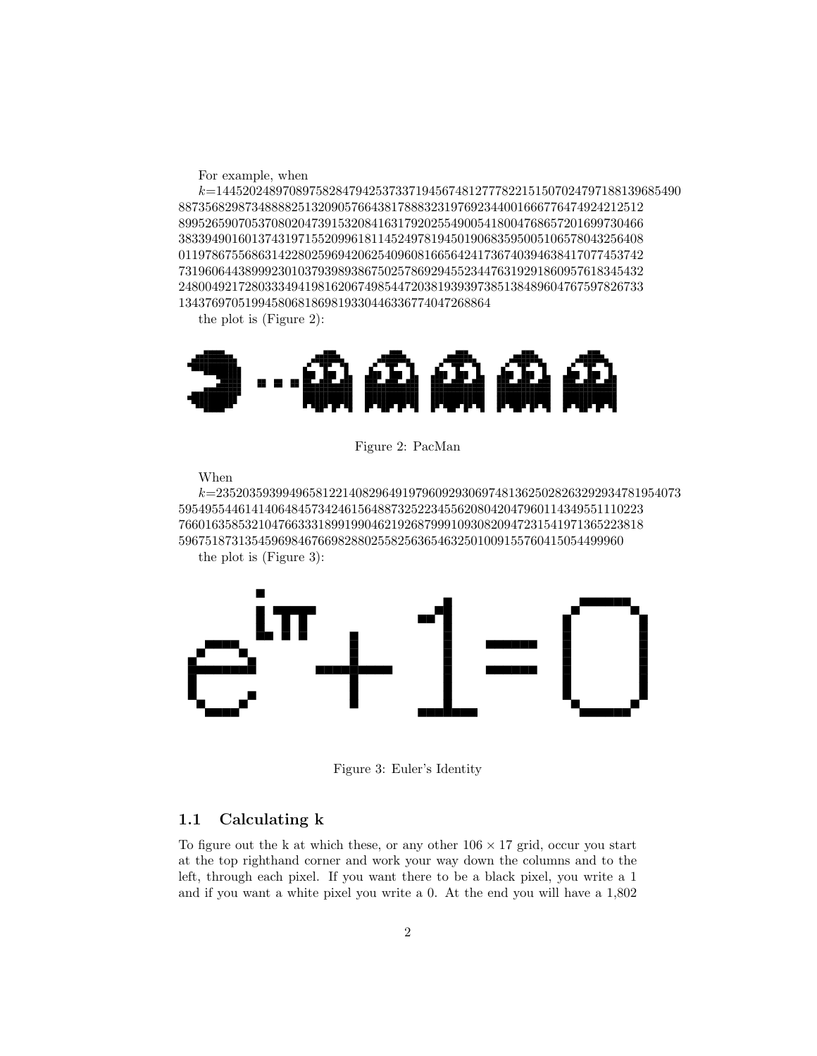For example, when

$k$=144520248970897582847942537337194567481277782215150702479718813968549088735682987348888251320905766438178883231976923440016667764749242125128995265907053708020473915320841631792025549005418004768657201699730466383394901601374319715520996181145249781945019068359500510657804325640801197867556863142280259694206254096081665642417367403946384170774537427319606443899923010379398938675025786929455234476319291860957618345432248004921728033349419816206749854472038193939738513848960476759782673313437697051994580681869819330446336774047268864

the plot is (Figure 2):

Figure 2: PacMan

When

$k$=235203593994965812214082964919796092930697481362502826329293478195407359549554461414064845734246156488732522345562080420479601143495511102237660163585321047663318991990462192687999109308209472315419713652238185967518731354596984676698288025582563654632501009155760415054499960

the plot is (Figure 3):

Figure 3: Euler's Identity

## 1.1 Calculating k

To figure out the k at which these, or any other $106 \times 17$ grid, occur you start at the top righthand corner and work your way down the columns and to the left, through each pixel. If you want there to be a black pixel, you write a 1 and if you want a white pixel you write a 0. At the end you will have a 1,802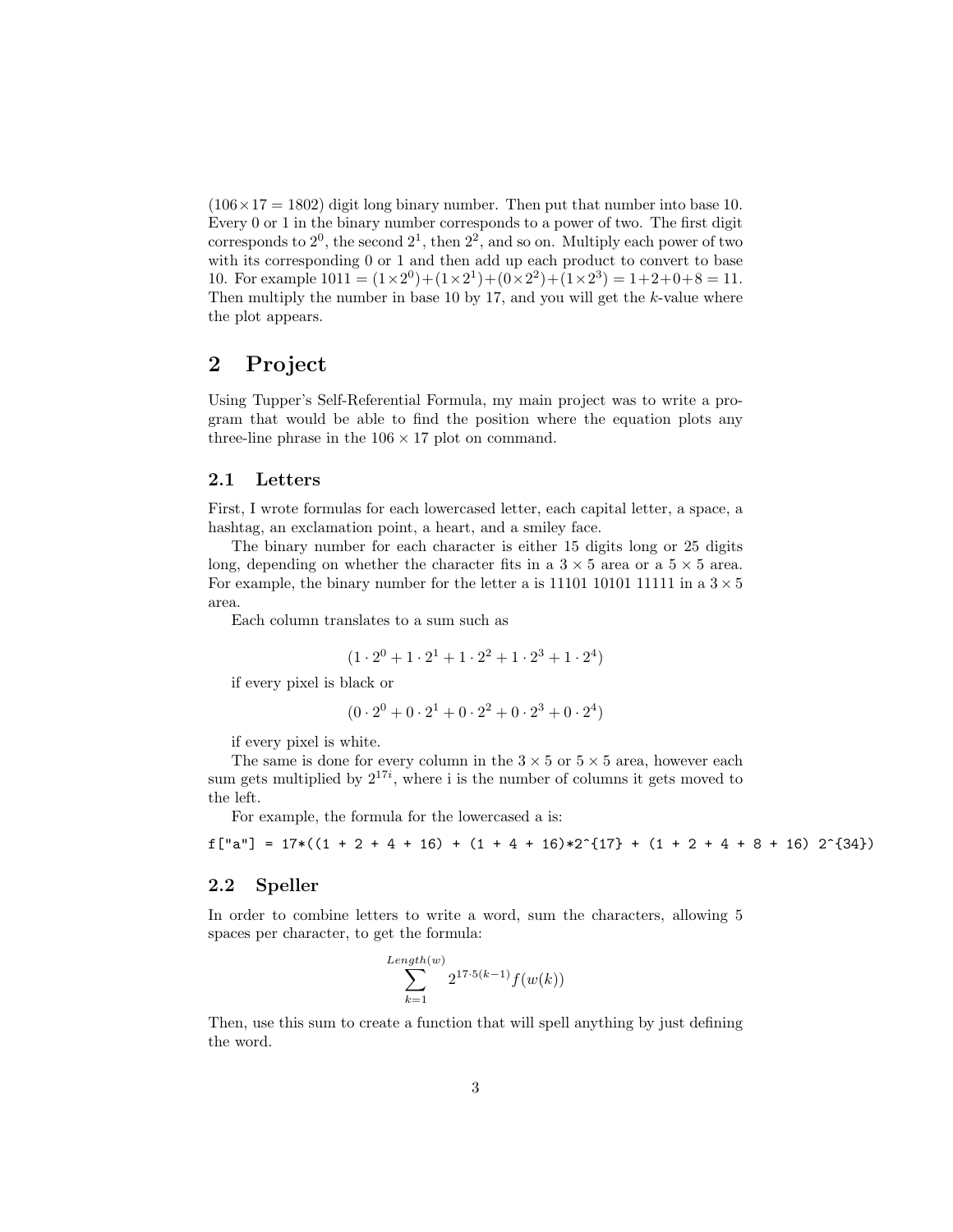($106 \times 17 = 1802$) digit long binary number. Then put that number into base 10. Every 0 or 1 in the binary number corresponds to a power of two. The first digit corresponds to $2^0$, the second $2^1$, then $2^2$, and so on. Multiply each power of two with its corresponding 0 or 1 and then add up each product to convert to base 10. For example $1011 = (1 \times 2^0) + (1 \times 2^1) + (0 \times 2^2) + (1 \times 2^3) = 1 + 2 + 0 + 8 = 11$. Then multiply the number in base 10 by 17, and you will get the $k$-value where the plot appears.

# 2 Project

Using Tupper's Self-Referential Formula, my main project was to write a program that would be able to find the position where the equation plots any three-line phrase in the $106 \times 17$ plot on command.

## 2.1 Letters

First, I wrote formulas for each lowercased letter, each capital letter, a space, a hashtag, an exclamation point, a heart, and a smiley face.

The binary number for each character is either 15 digits long or 25 digits long, depending on whether the character fits in a $3 \times 5$ area or a $5 \times 5$ area. For example, the binary number for the letter a is 11101 10101 11111 in a $3 \times 5$ area.

Each column translates to a sum such as

$$(1 \cdot 2^0 + 1 \cdot 2^1 + 1 \cdot 2^2 + 1 \cdot 2^3 + 1 \cdot 2^4)$$

if every pixel is black or

$$(0 \cdot 2^0 + 0 \cdot 2^1 + 0 \cdot 2^2 + 0 \cdot 2^3 + 0 \cdot 2^4)$$

if every pixel is white.

The same is done for every column in the $3 \times 5$ or $5 \times 5$ area, however each sum gets multiplied by $2^{17i}$, where i is the number of columns it gets moved to the left.

For example, the formula for the lowercased a is:

```
f["a"] = 17*((1 + 2 + 4 + 16) + (1 + 4 + 16)*2^{17} + (1 + 2 + 4 + 8 + 16) 2^{34})
```

## 2.2 Speller

In order to combine letters to write a word, sum the characters, allowing 5 spaces per character, to get the formula:

$$\sum_{k=1}^{Length(w)} 2^{17 \cdot 5(k-1)} f(w(k))$$

Then, use this sum to create a function that will spell anything by just defining the word.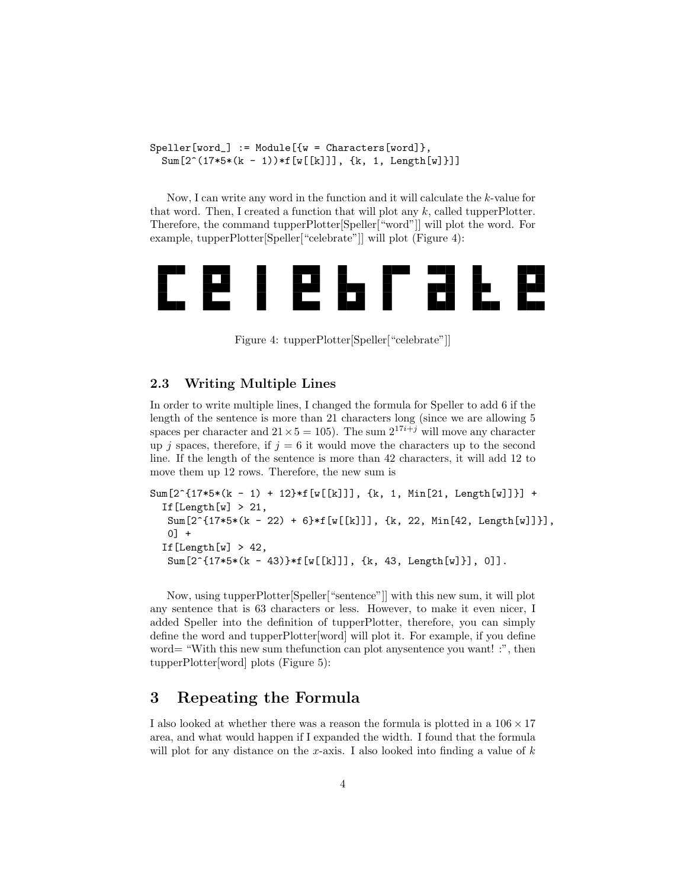```
Speller[word_] := Module[{w = Characters[word]},
  Sum[2^(17*5*(k - 1))*f[w[[k]]], {k, 1, Length[w]}]]
```

Now, I can write any word in the function and it will calculate the $k$-value for that word. Then, I created a function that will plot any $k$, called tupperPlotter. Therefore, the command tupperPlotter[Speller["word"]] will plot the word. For example, tupperPlotter[Speller["celebrate"]] will plot (Figure 4):

Figure 4: tupperPlotter[Speller["celebrate"]]

### 2.3 Writing Multiple Lines

In order to write multiple lines, I changed the formula for Speller to add 6 if the length of the sentence is more than 21 characters long (since we are allowing 5 spaces per character and $21 \times 5 = 105$). The sum $2^{17i+j}$ will move any character up $j$ spaces, therefore, if $j = 6$ it would move the characters up to the second line. If the length of the sentence is more than 42 characters, it will add 12 to move them up 12 rows. Therefore, the new sum is

```
Sum[2^{17*5*(k - 1) + 12}*f[w[[k]]], {k, 1, Min[21, Length[w]]}] +
  If[Length[w] > 21,
   Sum[2^{17*5*(k - 22) + 6}*f[w[[k]]], {k, 22, Min[42, Length[w]]}],
   0] +
  If[Length[w] > 42,
   Sum[2^{17*5*(k - 43)}*f[w[[k]]], {k, 43, Length[w]}], 0]].
```

Now, using tupperPlotter[Speller["sentence"]] with this new sum, it will plot any sentence that is 63 characters or less. However, to make it even nicer, I added Speller into the definition of tupperPlotter, therefore, you can simply define the word and tupperPlotter[word] will plot it. For example, if you define word= "With this new sum thefunction can plot anysentence you want! :", then tupperPlotter[word] plots (Figure 5):

## 3 Repeating the Formula

I also looked at whether there was a reason the formula is plotted in a $106 \times 17$ area, and what would happen if I expanded the width. I found that the formula will plot for any distance on the $x$-axis. I also looked into finding a value of $k$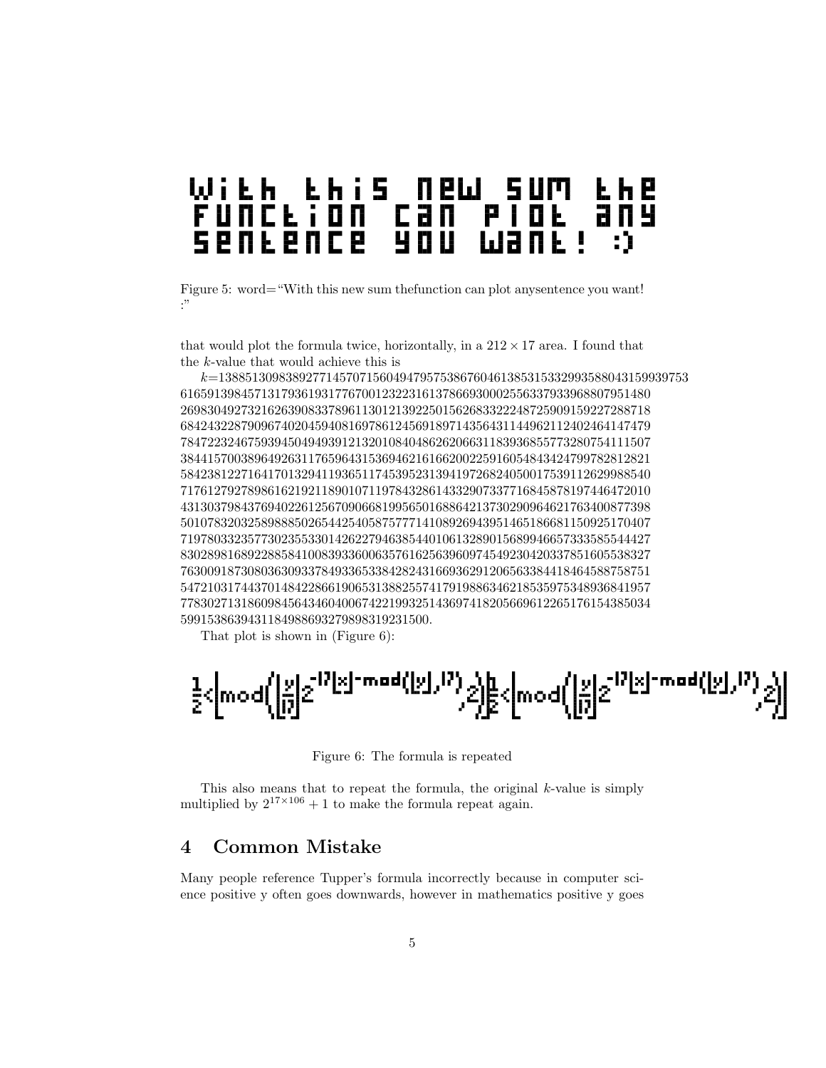Figure 5: word= "With this new sum thefunction can plot anysentence you want! :"

that would plot the formula twice, horizontally, in a $212 \times 17$ area. I found that the $k$-value that would achieve this is

$k$=1388513098389277145707156049479575386760461385315332993588043159939753 6165913984571317936193177670012322316137866930002556337933968807951480 2698304927321626390833789611301213922501562683322248725909159227288718 6842432287909674020459408169786124569189714356431144962112402464147479 7847223246759394504949391213201084048626206631183936855773280754111507 3844157003896492631176596431536946216166200225916054843424799782812821 5842381227164170132941193651174539523139419726824050017539112629988540 7176127927898616219211890107119784328614332907337716845878197446472010 4313037984376940226125670906681995650168864213730290964621763400877398 5010783203258988850265442540587577714108926943951465186681150925170407 7197803323577302355330142622794638544010613289015689946657333585544427 8302898168922885841008393360063576162563960974549230420337851605538327 7630091873080363093378493365338428243166936291206563384418464588758751 5472103174437014842286619065313882557417919886346218535975348936841957 7783027131860984564346040067422199325143697418205669612265176154385034 599153863943118498869327989831923150 0.

That plot is shown in (Figure 6):

Figure 6: The formula is repeated

This also means that to repeat the formula, the original $k$-value is simply multiplied by $2^{17\times106}+1$ to make the formula repeat again.

## 4 Common Mistake

Many people reference Tupper's formula incorrectly because in computer science positive y often goes downwards, however in mathematics positive y goes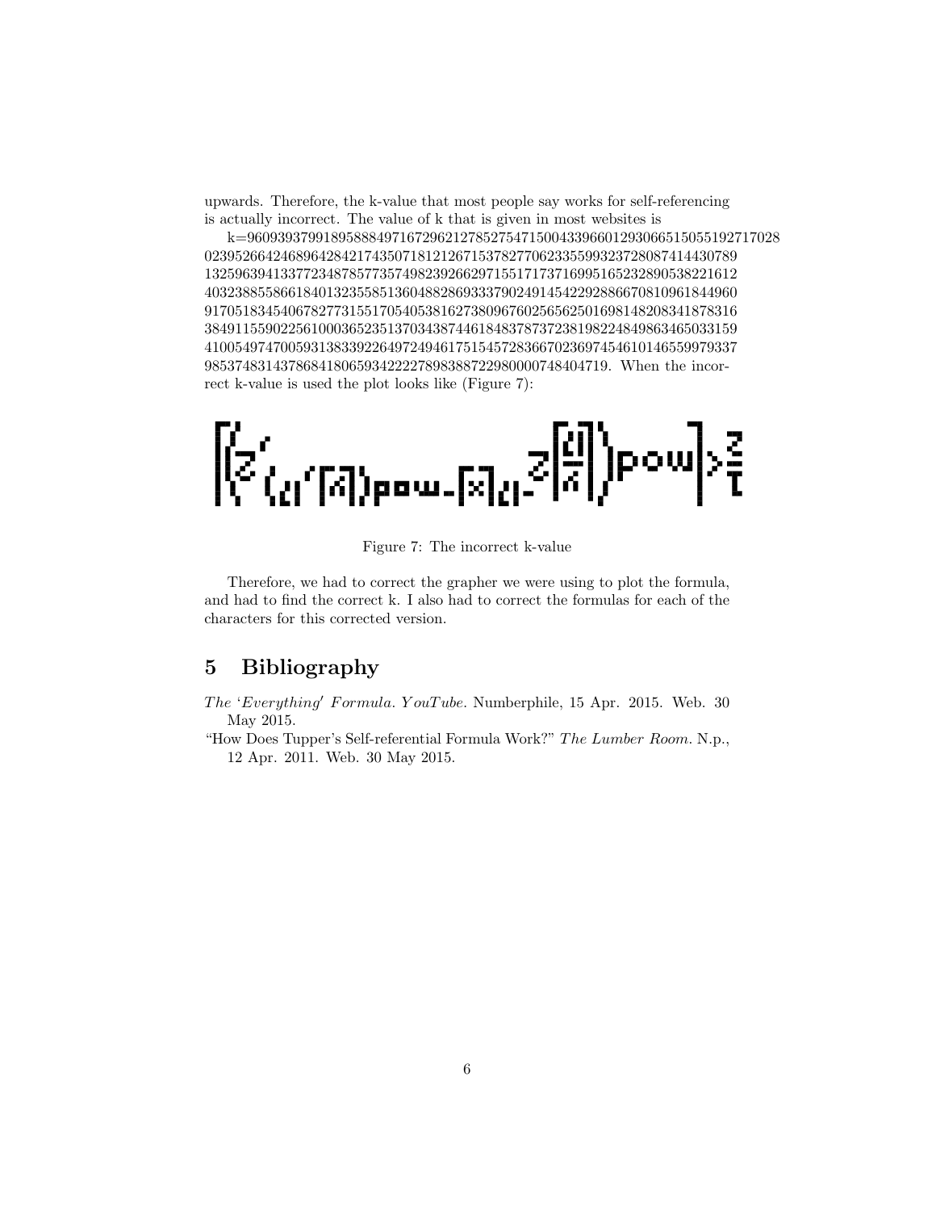upwards. Therefore, the k-value that most people say works for self-referencing is actually incorrect. The value of k that is given in most websites is

k=960939379918958884971672962127852754715004339660129306651505519271702802395266424689642842174350718121267153782770623355993237280874144307891325963941337723487857735749823926629715517173716995165232890538221612403238855866184013235585136048828693337902491454229288667081096184496091705183454067827731551705405381627380967602565625016981482083418783163849115590225610003652351370343874461848378737238198224849863465033159410054974700593138339226497249461751545728366702369745461014655997933798537483143786841806593422227898388722980000748404719. When the incorrect k-value is used the plot looks like (Figure 7):

Figure 7: The incorrect k-value

Therefore, we had to correct the grapher we were using to plot the formula, and had to find the correct k. I also had to correct the formulas for each of the characters for this corrected version.

## 5 Bibliography

*The 'Everything' Formula. YouTube.* Numberphile, 15 Apr. 2015. Web. 30 May 2015.

"How Does Tupper's Self-referential Formula Work?" *The Lumber Room.* N.p., 12 Apr. 2011. Web. 30 May 2015.